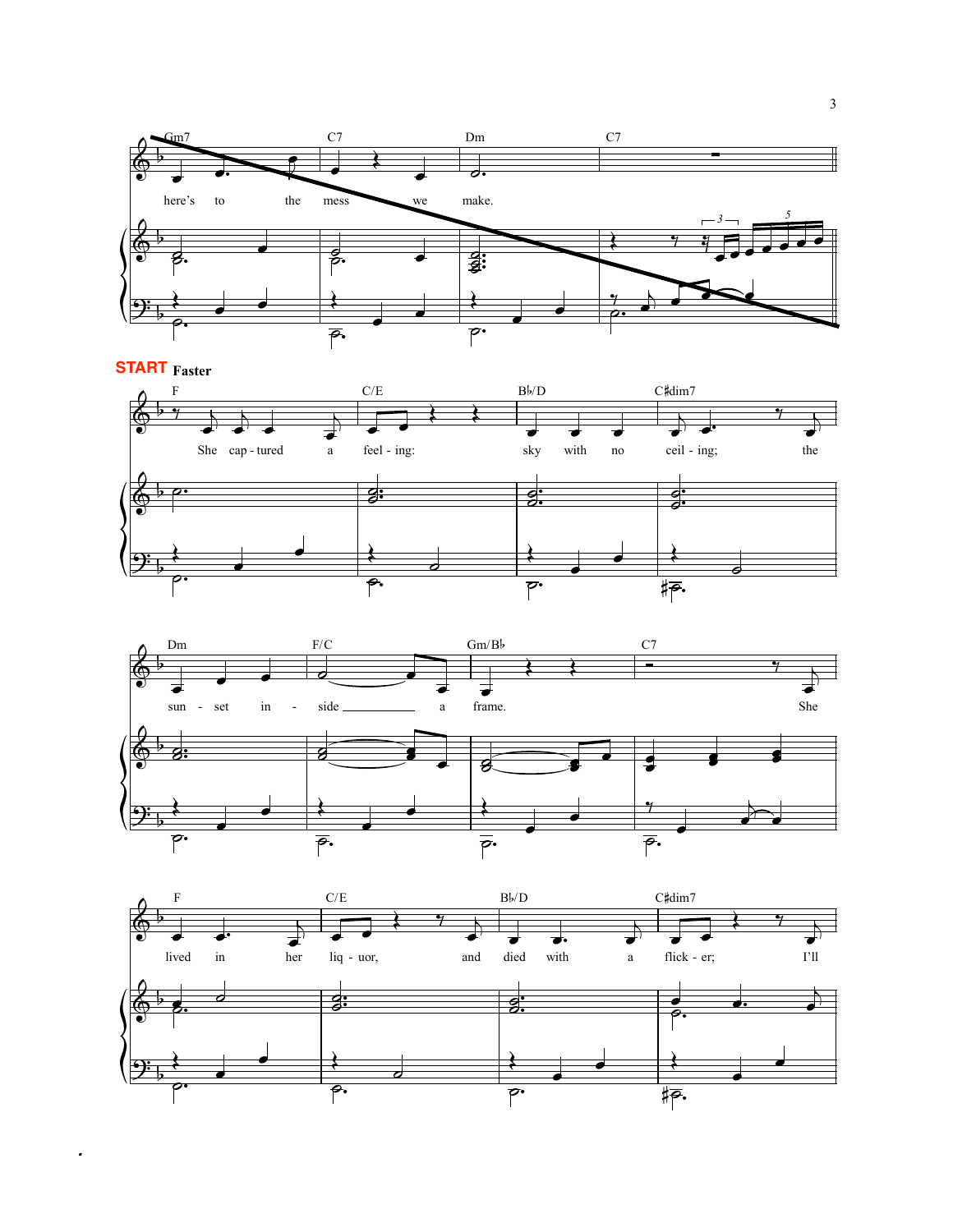Gm7 C7 Dm C7

here's to the mess we make.

**START** **Faster**

F C/E B♭/D C♯dim7

She cap - tured a feel - ing: sky with no ceil - ing; the

Dm F/C Gm/B♭ C7

sun - set in - side a frame. She

F C/E B♭/D C♯dim7

lived in her liq - uor, and died with a flick - er; I'll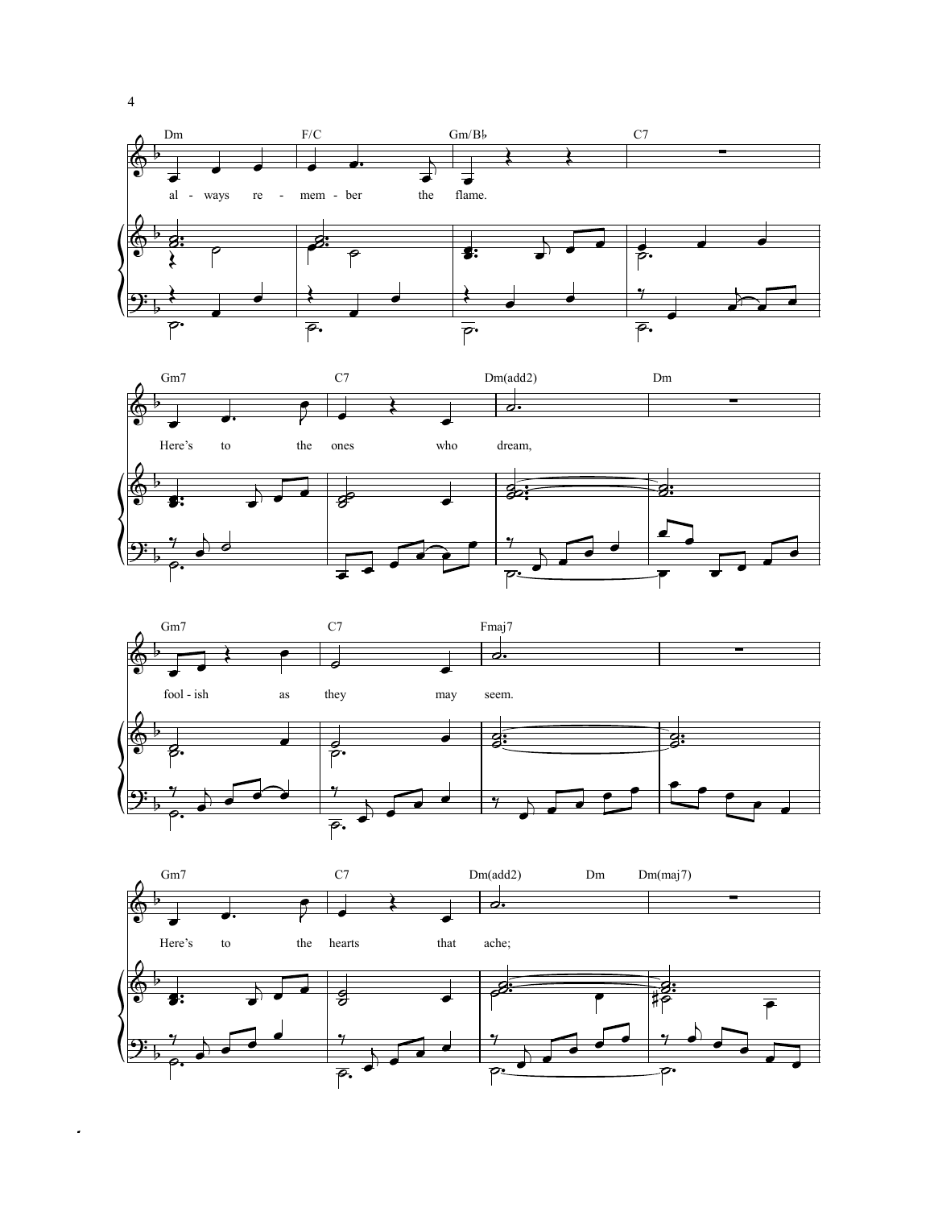Dm F/C Gm/B♭ C7

al - ways re - mem - ber the flame.

Gm7 C7 Dm(add2) Dm

Here's to the ones who dream,

Gm7 C7 Fmaj7

fool - ish as they may seem.

Gm7 C7 Dm(add2) Dm Dm(maj7)

Here's to the hearts that ache;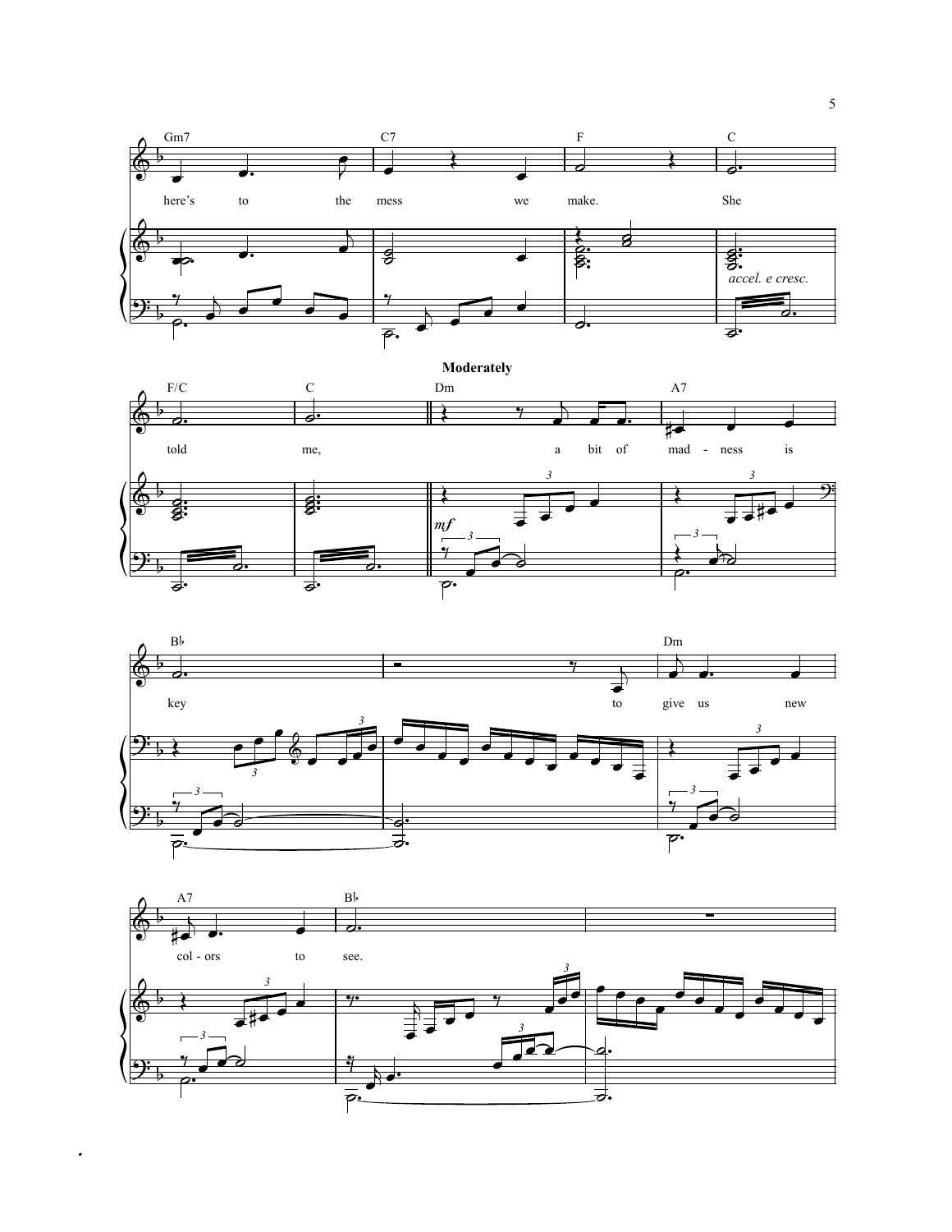Gm7 C7 F C

here's to the mess we make. She

*accel. e cresc.*

F/C C

**Moderately**

Dm A7

told me, a bit of mad - ness is

*mf*

B♭ Dm

key to give us new

A7 B♭

col - ors to see.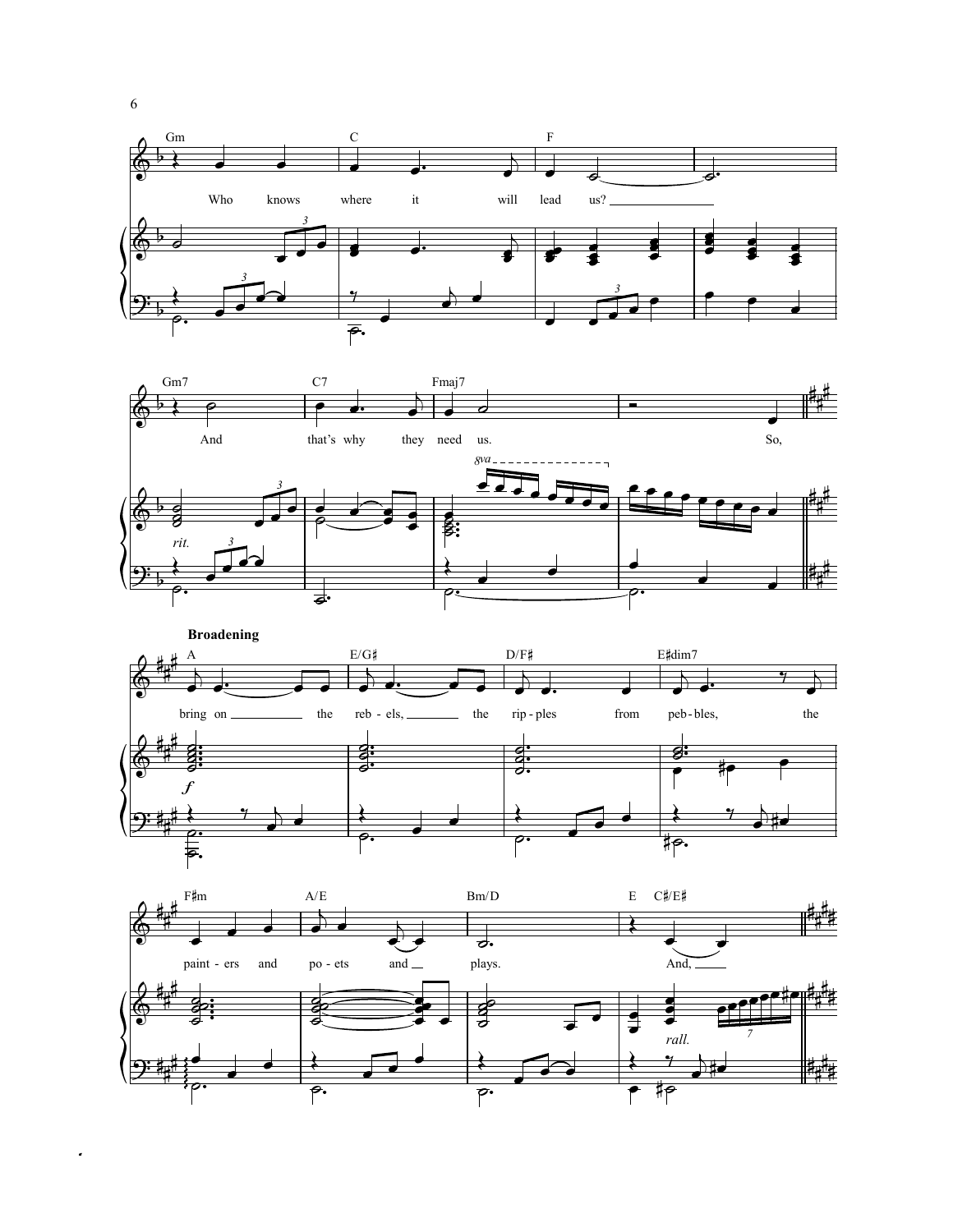Gm C F

Who knows where it will lead us?

Gm7 C7 Fmaj7

And that's why they need us. So,

*rit.*

*8va*

**Broadening**

A E/G♯ D/F♯ E♯dim7

bring on the reb - els, the rip - ples from peb - bles, the

*f*

F♯m A/E Bm/D E C♯/E♯

paint - ers and po - ets and plays. And,

*rall.*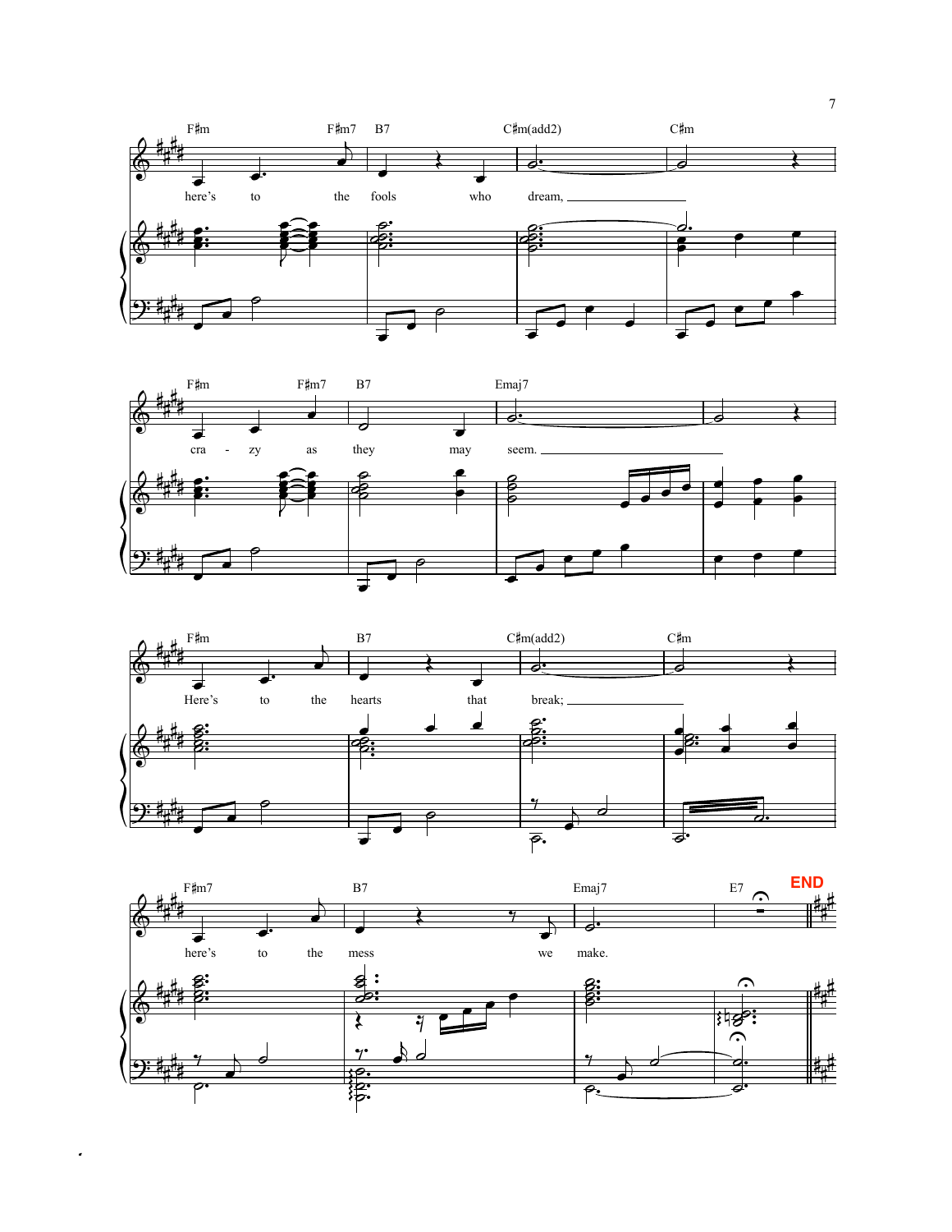F♯m F♯m7 B7 C♯m(add2) C♯m

here's to the fools who dream,

F♯m F♯m7 B7 Emaj7

cra - zy as they may seem.

F♯m B7 C♯m(add2) C♯m

Here's to the hearts that break;

F♯m7 B7 Emaj7 E7

here's to the mess we make.

END